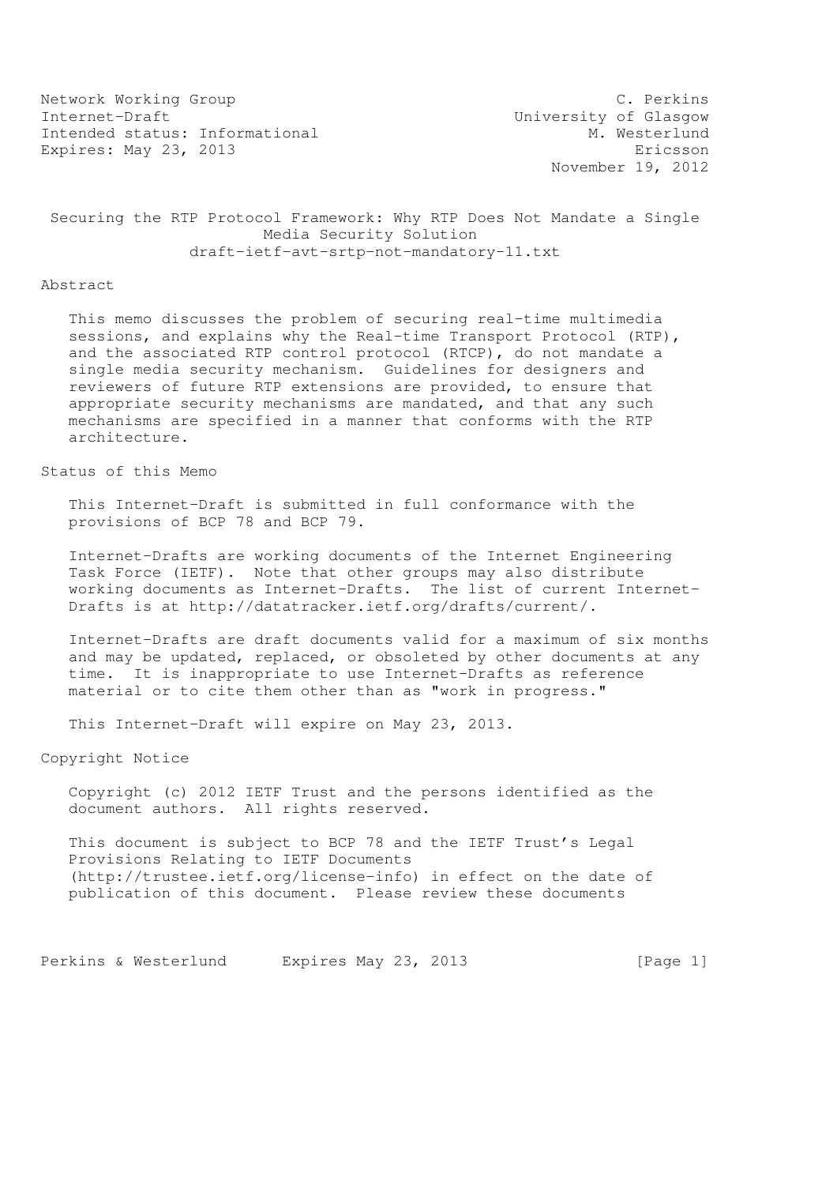Network Working Group  C. Perkins
Internet-Draft  University of Glasgow
Intended status: Informational  M. Westerlund
Expires: May 23, 2013  Ericsson
November 19, 2012

# Securing the RTP Protocol Framework: Why RTP Does Not Mandate a Single Media Security Solution

draft-ietf-avt-srtp-not-mandatory-11.txt

## Abstract

This memo discusses the problem of securing real-time multimedia sessions, and explains why the Real-time Transport Protocol (RTP), and the associated RTP control protocol (RTCP), do not mandate a single media security mechanism. Guidelines for designers and reviewers of future RTP extensions are provided, to ensure that appropriate security mechanisms are mandated, and that any such mechanisms are specified in a manner that conforms with the RTP architecture.

## Status of this Memo

This Internet-Draft is submitted in full conformance with the provisions of BCP 78 and BCP 79.

Internet-Drafts are working documents of the Internet Engineering Task Force (IETF). Note that other groups may also distribute working documents as Internet-Drafts. The list of current Internet-Drafts is at http://datatracker.ietf.org/drafts/current/.

Internet-Drafts are draft documents valid for a maximum of six months and may be updated, replaced, or obsoleted by other documents at any time. It is inappropriate to use Internet-Drafts as reference material or to cite them other than as "work in progress."

This Internet-Draft will expire on May 23, 2013.

## Copyright Notice

Copyright (c) 2012 IETF Trust and the persons identified as the document authors. All rights reserved.

This document is subject to BCP 78 and the IETF Trust's Legal Provisions Relating to IETF Documents (http://trustee.ietf.org/license-info) in effect on the date of publication of this document. Please review these documents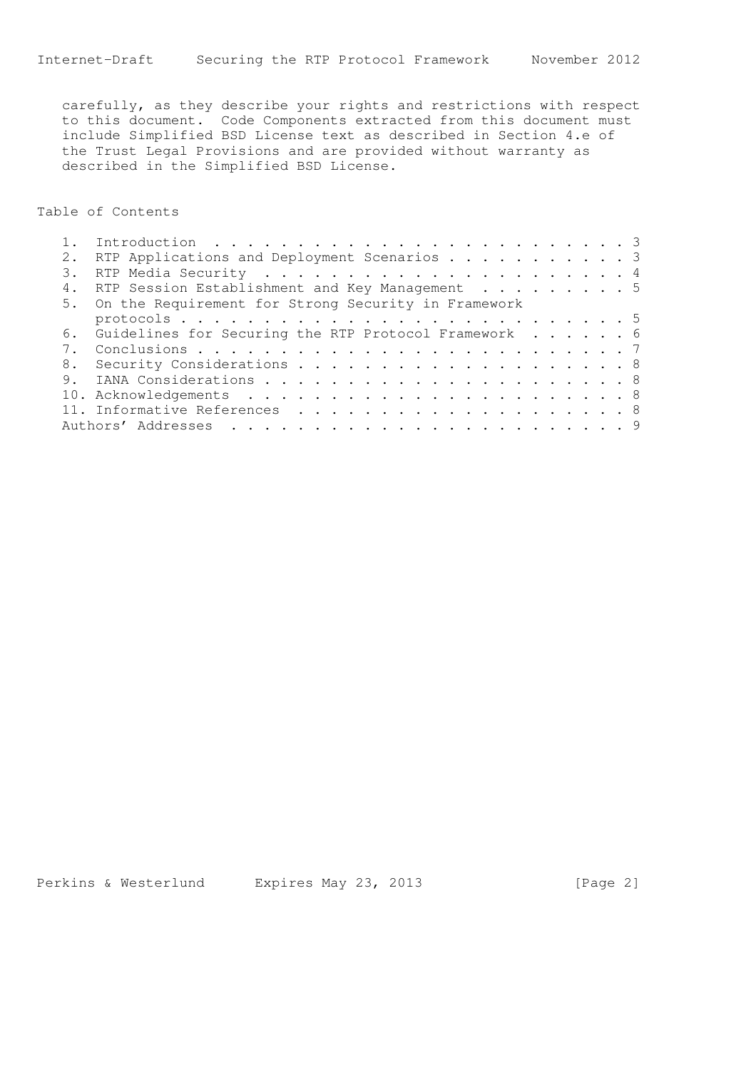carefully, as they describe your rights and restrictions with respect to this document. Code Components extracted from this document must include Simplified BSD License text as described in Section 4.e of the Trust Legal Provisions and are provided without warranty as described in the Simplified BSD License.

## Table of Contents

```
   1.  Introduction . . . . . . . . . . . . . . . . . . . . . . . . .  3
   2.  RTP Applications and Deployment Scenarios . . . . . . . . . . .  3
   3.  RTP Media Security . . . . . . . . . . . . . . . . . . . . . .  4
   4.  RTP Session Establishment and Key Management . . . . . . . . .  5
   5.  On the Requirement for Strong Security in Framework
       protocols . . . . . . . . . . . . . . . . . . . . . . . . . .  5
   6.  Guidelines for Securing the RTP Protocol Framework . . . . . .  6
   7.  Conclusions . . . . . . . . . . . . . . . . . . . . . . . . .  7
   8.  Security Considerations . . . . . . . . . . . . . . . . . . .  8
   9.  IANA Considerations . . . . . . . . . . . . . . . . . . . . .  8
   10. Acknowledgements . . . . . . . . . . . . . . . . . . . . . . .  8
   11. Informative References . . . . . . . . . . . . . . . . . . . .  8
   Authors' Addresses . . . . . . . . . . . . . . . . . . . . . . . .  9
```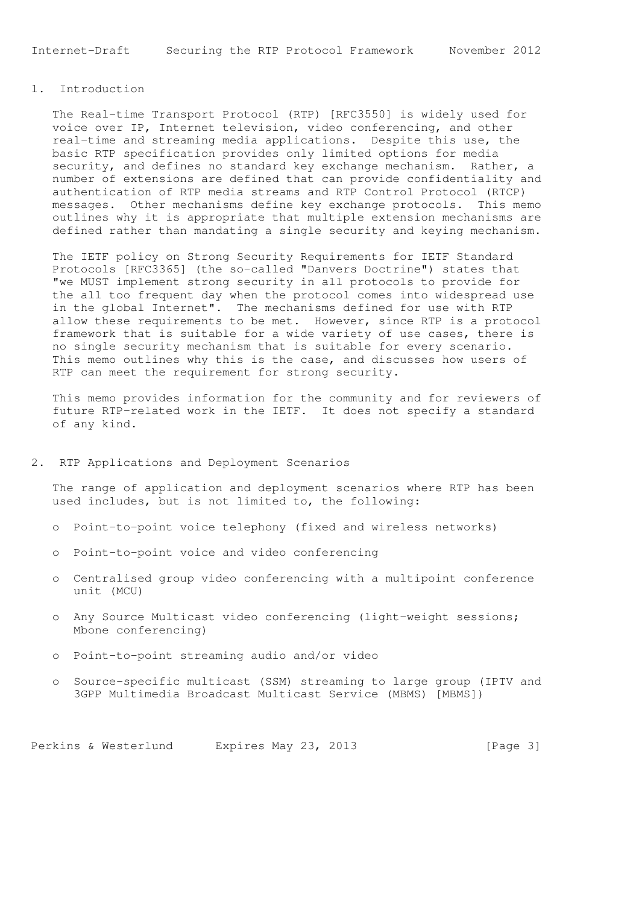## 1. Introduction

The Real-time Transport Protocol (RTP) [RFC3550] is widely used for voice over IP, Internet television, video conferencing, and other real-time and streaming media applications. Despite this use, the basic RTP specification provides only limited options for media security, and defines no standard key exchange mechanism. Rather, a number of extensions are defined that can provide confidentiality and authentication of RTP media streams and RTP Control Protocol (RTCP) messages. Other mechanisms define key exchange protocols. This memo outlines why it is appropriate that multiple extension mechanisms are defined rather than mandating a single security and keying mechanism.

The IETF policy on Strong Security Requirements for IETF Standard Protocols [RFC3365] (the so-called "Danvers Doctrine") states that "we MUST implement strong security in all protocols to provide for the all too frequent day when the protocol comes into widespread use in the global Internet". The mechanisms defined for use with RTP allow these requirements to be met. However, since RTP is a protocol framework that is suitable for a wide variety of use cases, there is no single security mechanism that is suitable for every scenario. This memo outlines why this is the case, and discusses how users of RTP can meet the requirement for strong security.

This memo provides information for the community and for reviewers of future RTP-related work in the IETF. It does not specify a standard of any kind.

## 2. RTP Applications and Deployment Scenarios

The range of application and deployment scenarios where RTP has been used includes, but is not limited to, the following:

- Point-to-point voice telephony (fixed and wireless networks)
- Point-to-point voice and video conferencing
- Centralised group video conferencing with a multipoint conference unit (MCU)
- Any Source Multicast video conferencing (light-weight sessions; Mbone conferencing)
- Point-to-point streaming audio and/or video
- Source-specific multicast (SSM) streaming to large group (IPTV and 3GPP Multimedia Broadcast Multicast Service (MBMS) [MBMS])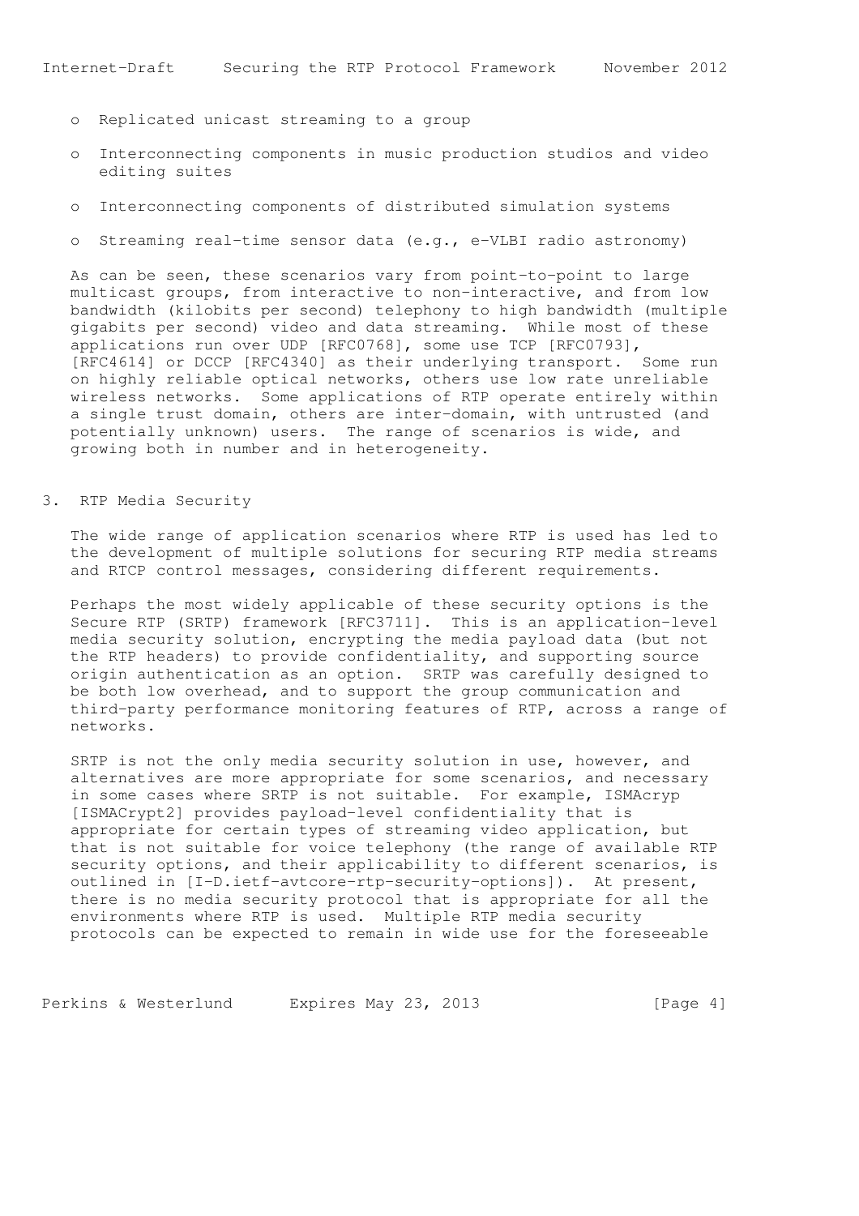- Replicated unicast streaming to a group

- Interconnecting components in music production studios and video editing suites

- Interconnecting components of distributed simulation systems

- Streaming real-time sensor data (e.g., e-VLBI radio astronomy)

As can be seen, these scenarios vary from point-to-point to large multicast groups, from interactive to non-interactive, and from low bandwidth (kilobits per second) telephony to high bandwidth (multiple gigabits per second) video and data streaming. While most of these applications run over UDP [RFC0768], some use TCP [RFC0793], [RFC4614] or DCCP [RFC4340] as their underlying transport. Some run on highly reliable optical networks, others use low rate unreliable wireless networks. Some applications of RTP operate entirely within a single trust domain, others are inter-domain, with untrusted (and potentially unknown) users. The range of scenarios is wide, and growing both in number and in heterogeneity.

## 3. RTP Media Security

The wide range of application scenarios where RTP is used has led to the development of multiple solutions for securing RTP media streams and RTCP control messages, considering different requirements.

Perhaps the most widely applicable of these security options is the Secure RTP (SRTP) framework [RFC3711]. This is an application-level media security solution, encrypting the media payload data (but not the RTP headers) to provide confidentiality, and supporting source origin authentication as an option. SRTP was carefully designed to be both low overhead, and to support the group communication and third-party performance monitoring features of RTP, across a range of networks.

SRTP is not the only media security solution in use, however, and alternatives are more appropriate for some scenarios, and necessary in some cases where SRTP is not suitable. For example, ISMAcryp [ISMACrypt2] provides payload-level confidentiality that is appropriate for certain types of streaming video application, but that is not suitable for voice telephony (the range of available RTP security options, and their applicability to different scenarios, is outlined in [I-D.ietf-avtcore-rtp-security-options]). At present, there is no media security protocol that is appropriate for all the environments where RTP is used. Multiple RTP media security protocols can be expected to remain in wide use for the foreseeable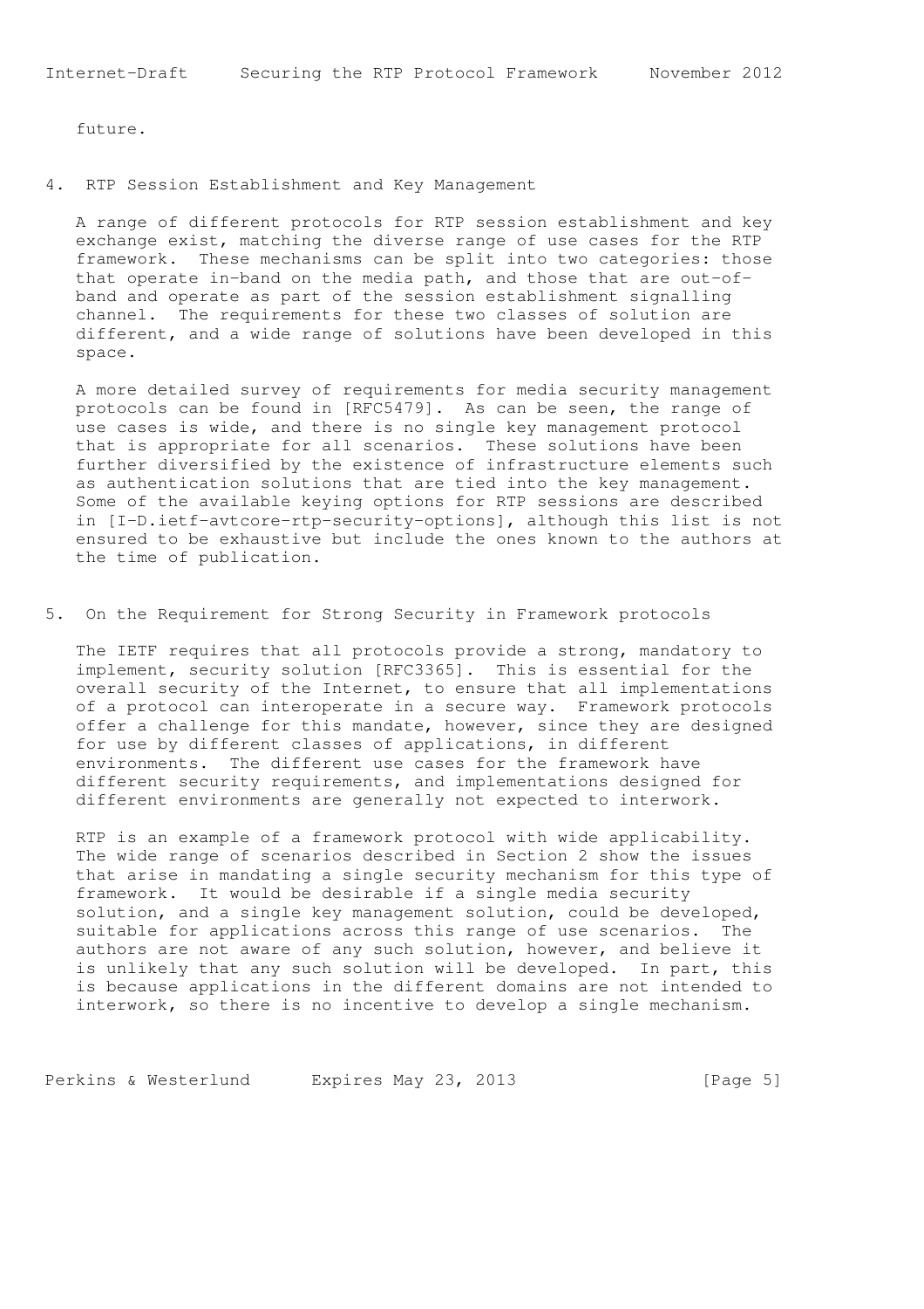future.

## 4. RTP Session Establishment and Key Management

A range of different protocols for RTP session establishment and key exchange exist, matching the diverse range of use cases for the RTP framework. These mechanisms can be split into two categories: those that operate in-band on the media path, and those that are out-of-band and operate as part of the session establishment signalling channel. The requirements for these two classes of solution are different, and a wide range of solutions have been developed in this space.

A more detailed survey of requirements for media security management protocols can be found in [RFC5479]. As can be seen, the range of use cases is wide, and there is no single key management protocol that is appropriate for all scenarios. These solutions have been further diversified by the existence of infrastructure elements such as authentication solutions that are tied into the key management. Some of the available keying options for RTP sessions are described in [I-D.ietf-avtcore-rtp-security-options], although this list is not ensured to be exhaustive but include the ones known to the authors at the time of publication.

## 5. On the Requirement for Strong Security in Framework protocols

The IETF requires that all protocols provide a strong, mandatory to implement, security solution [RFC3365]. This is essential for the overall security of the Internet, to ensure that all implementations of a protocol can interoperate in a secure way. Framework protocols offer a challenge for this mandate, however, since they are designed for use by different classes of applications, in different environments. The different use cases for the framework have different security requirements, and implementations designed for different environments are generally not expected to interwork.

RTP is an example of a framework protocol with wide applicability. The wide range of scenarios described in Section 2 show the issues that arise in mandating a single security mechanism for this type of framework. It would be desirable if a single media security solution, and a single key management solution, could be developed, suitable for applications across this range of use scenarios. The authors are not aware of any such solution, however, and believe it is unlikely that any such solution will be developed. In part, this is because applications in the different domains are not intended to interwork, so there is no incentive to develop a single mechanism.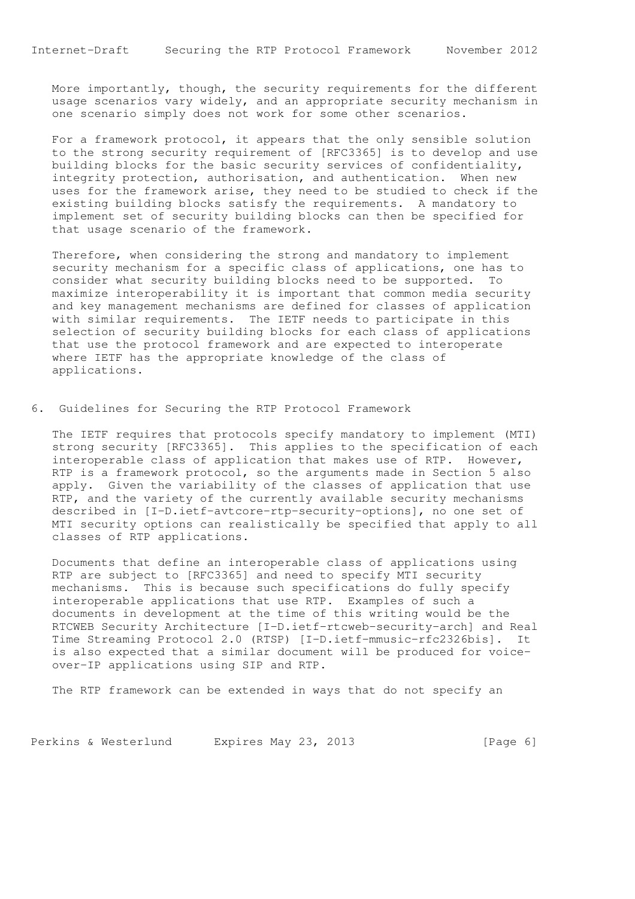More importantly, though, the security requirements for the different usage scenarios vary widely, and an appropriate security mechanism in one scenario simply does not work for some other scenarios.

For a framework protocol, it appears that the only sensible solution to the strong security requirement of [RFC3365] is to develop and use building blocks for the basic security services of confidentiality, integrity protection, authorisation, and authentication. When new uses for the framework arise, they need to be studied to check if the existing building blocks satisfy the requirements. A mandatory to implement set of security building blocks can then be specified for that usage scenario of the framework.

Therefore, when considering the strong and mandatory to implement security mechanism for a specific class of applications, one has to consider what security building blocks need to be supported. To maximize interoperability it is important that common media security and key management mechanisms are defined for classes of application with similar requirements. The IETF needs to participate in this selection of security building blocks for each class of applications that use the protocol framework and are expected to interoperate where IETF has the appropriate knowledge of the class of applications.

## 6. Guidelines for Securing the RTP Protocol Framework

The IETF requires that protocols specify mandatory to implement (MTI) strong security [RFC3365]. This applies to the specification of each interoperable class of application that makes use of RTP. However, RTP is a framework protocol, so the arguments made in Section 5 also apply. Given the variability of the classes of application that use RTP, and the variety of the currently available security mechanisms described in [I-D.ietf-avtcore-rtp-security-options], no one set of MTI security options can realistically be specified that apply to all classes of RTP applications.

Documents that define an interoperable class of applications using RTP are subject to [RFC3365] and need to specify MTI security mechanisms. This is because such specifications do fully specify interoperable applications that use RTP. Examples of such a documents in development at the time of this writing would be the RTCWEB Security Architecture [I-D.ietf-rtcweb-security-arch] and Real Time Streaming Protocol 2.0 (RTSP) [I-D.ietf-mmusic-rfc2326bis]. It is also expected that a similar document will be produced for voice-over-IP applications using SIP and RTP.

The RTP framework can be extended in ways that do not specify an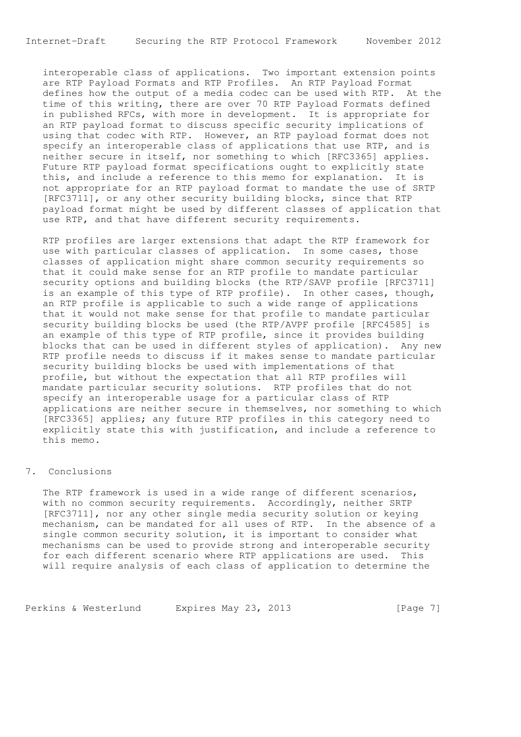interoperable class of applications. Two important extension points are RTP Payload Formats and RTP Profiles. An RTP Payload Format defines how the output of a media codec can be used with RTP. At the time of this writing, there are over 70 RTP Payload Formats defined in published RFCs, with more in development. It is appropriate for an RTP payload format to discuss specific security implications of using that codec with RTP. However, an RTP payload format does not specify an interoperable class of applications that use RTP, and is neither secure in itself, nor something to which [RFC3365] applies. Future RTP payload format specifications ought to explicitly state this, and include a reference to this memo for explanation. It is not appropriate for an RTP payload format to mandate the use of SRTP [RFC3711], or any other security building blocks, since that RTP payload format might be used by different classes of application that use RTP, and that have different security requirements.

RTP profiles are larger extensions that adapt the RTP framework for use with particular classes of application. In some cases, those classes of application might share common security requirements so that it could make sense for an RTP profile to mandate particular security options and building blocks (the RTP/SAVP profile [RFC3711] is an example of this type of RTP profile). In other cases, though, an RTP profile is applicable to such a wide range of applications that it would not make sense for that profile to mandate particular security building blocks be used (the RTP/AVPF profile [RFC4585] is an example of this type of RTP profile, since it provides building blocks that can be used in different styles of application). Any new RTP profile needs to discuss if it makes sense to mandate particular security building blocks be used with implementations of that profile, but without the expectation that all RTP profiles will mandate particular security solutions. RTP profiles that do not specify an interoperable usage for a particular class of RTP applications are neither secure in themselves, nor something to which [RFC3365] applies; any future RTP profiles in this category need to explicitly state this with justification, and include a reference to this memo.

## 7. Conclusions

The RTP framework is used in a wide range of different scenarios, with no common security requirements. Accordingly, neither SRTP [RFC3711], nor any other single media security solution or keying mechanism, can be mandated for all uses of RTP. In the absence of a single common security solution, it is important to consider what mechanisms can be used to provide strong and interoperable security for each different scenario where RTP applications are used. This will require analysis of each class of application to determine the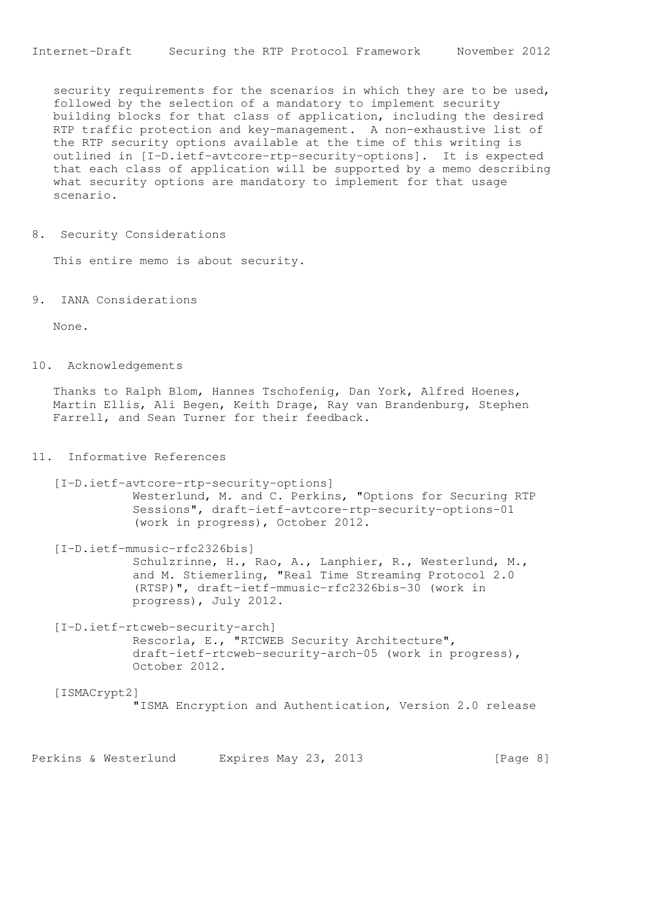security requirements for the scenarios in which they are to be used, followed by the selection of a mandatory to implement security building blocks for that class of application, including the desired RTP traffic protection and key-management. A non-exhaustive list of the RTP security options available at the time of this writing is outlined in [I-D.ietf-avtcore-rtp-security-options]. It is expected that each class of application will be supported by a memo describing what security options are mandatory to implement for that usage scenario.

## 8. Security Considerations

This entire memo is about security.

## 9. IANA Considerations

None.

## 10. Acknowledgements

Thanks to Ralph Blom, Hannes Tschofenig, Dan York, Alfred Hoenes, Martin Ellis, Ali Begen, Keith Drage, Ray van Brandenburg, Stephen Farrell, and Sean Turner for their feedback.

## 11. Informative References

[I-D.ietf-avtcore-rtp-security-options]
Westerlund, M. and C. Perkins, "Options for Securing RTP Sessions", draft-ietf-avtcore-rtp-security-options-01 (work in progress), October 2012.

[I-D.ietf-mmusic-rfc2326bis]
Schulzrinne, H., Rao, A., Lanphier, R., Westerlund, M., and M. Stiemerling, "Real Time Streaming Protocol 2.0 (RTSP)", draft-ietf-mmusic-rfc2326bis-30 (work in progress), July 2012.

[I-D.ietf-rtcweb-security-arch]
Rescorla, E., "RTCWEB Security Architecture", draft-ietf-rtcweb-security-arch-05 (work in progress), October 2012.

[ISMACrypt2]
"ISMA Encryption and Authentication, Version 2.0 release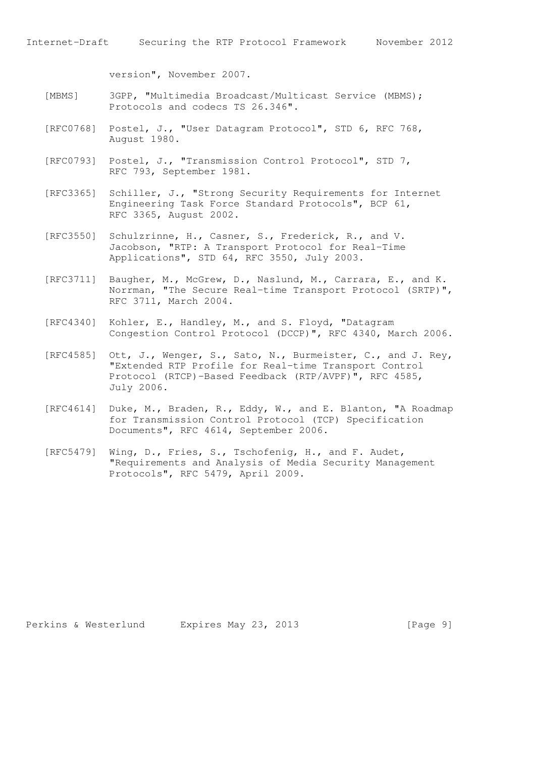version", November 2007.

[MBMS] 3GPP, "Multimedia Broadcast/Multicast Service (MBMS); Protocols and codecs TS 26.346".

[RFC0768] Postel, J., "User Datagram Protocol", STD 6, RFC 768, August 1980.

[RFC0793] Postel, J., "Transmission Control Protocol", STD 7, RFC 793, September 1981.

[RFC3365] Schiller, J., "Strong Security Requirements for Internet Engineering Task Force Standard Protocols", BCP 61, RFC 3365, August 2002.

[RFC3550] Schulzrinne, H., Casner, S., Frederick, R., and V. Jacobson, "RTP: A Transport Protocol for Real-Time Applications", STD 64, RFC 3550, July 2003.

[RFC3711] Baugher, M., McGrew, D., Naslund, M., Carrara, E., and K. Norrman, "The Secure Real-time Transport Protocol (SRTP)", RFC 3711, March 2004.

[RFC4340] Kohler, E., Handley, M., and S. Floyd, "Datagram Congestion Control Protocol (DCCP)", RFC 4340, March 2006.

[RFC4585] Ott, J., Wenger, S., Sato, N., Burmeister, C., and J. Rey, "Extended RTP Profile for Real-time Transport Control Protocol (RTCP)-Based Feedback (RTP/AVPF)", RFC 4585, July 2006.

[RFC4614] Duke, M., Braden, R., Eddy, W., and E. Blanton, "A Roadmap for Transmission Control Protocol (TCP) Specification Documents", RFC 4614, September 2006.

[RFC5479] Wing, D., Fries, S., Tschofenig, H., and F. Audet, "Requirements and Analysis of Media Security Management Protocols", RFC 5479, April 2009.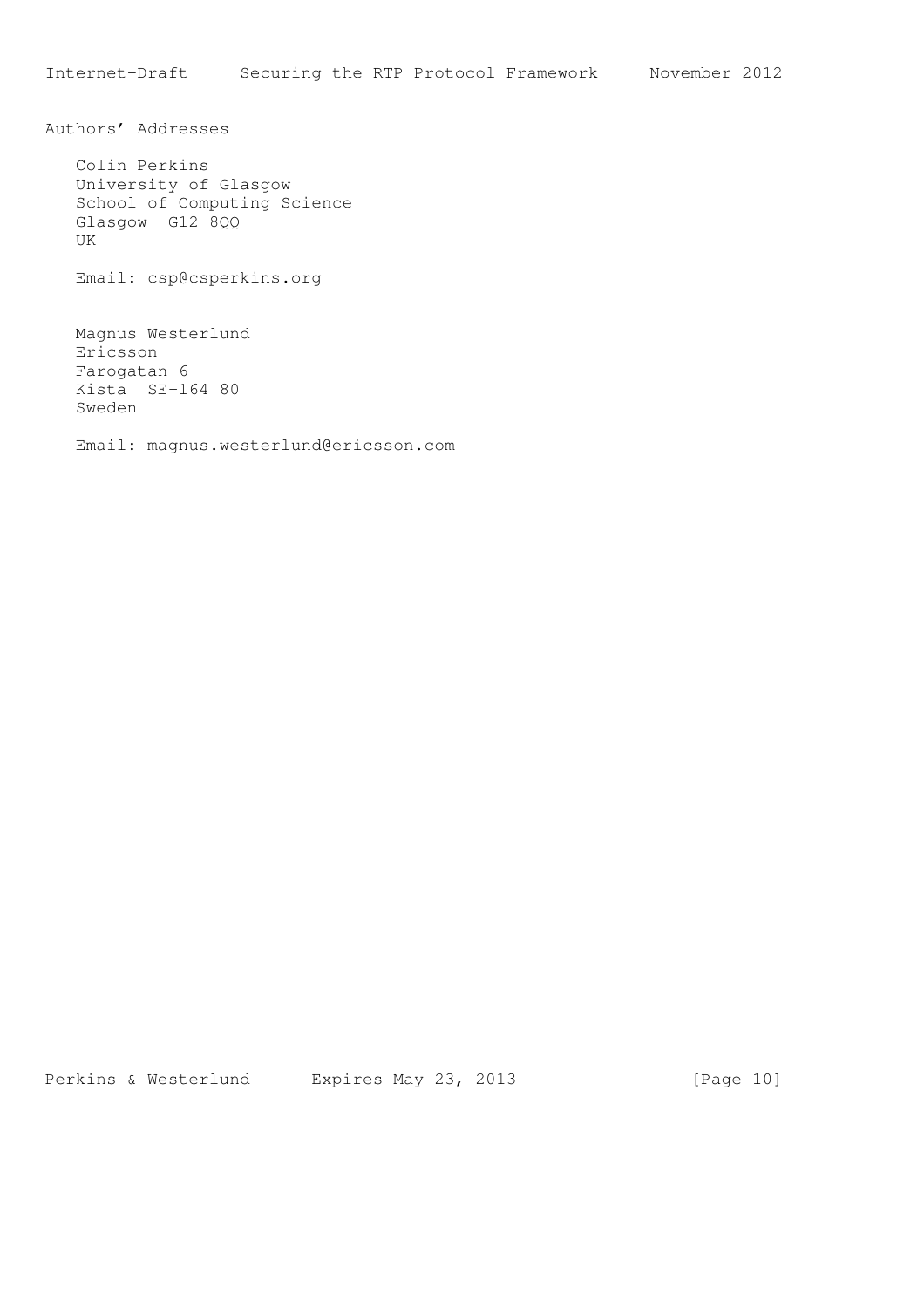## Authors' Addresses

Colin Perkins
University of Glasgow
School of Computing Science
Glasgow G12 8QQ
UK

Email: csp@csperkins.org

Magnus Westerlund
Ericsson
Farogatan 6
Kista SE-164 80
Sweden

Email: magnus.westerlund@ericsson.com